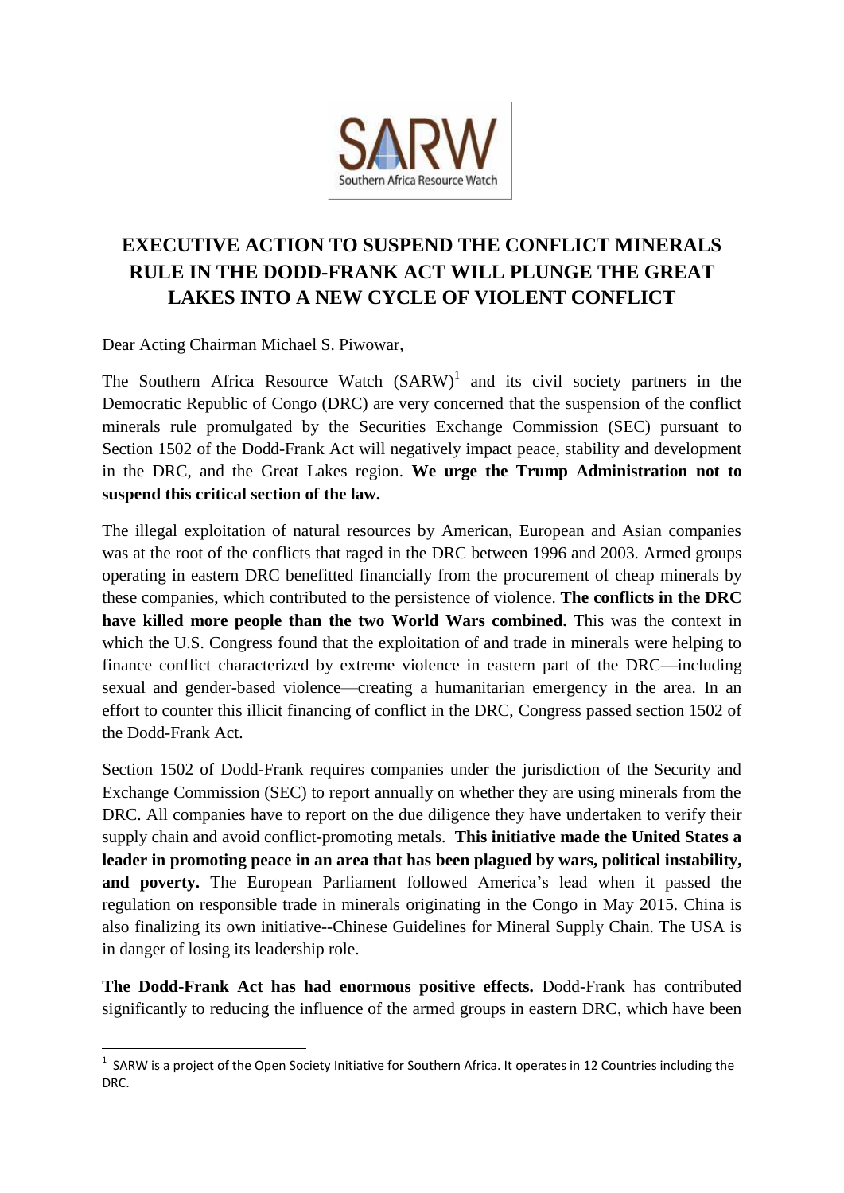# EXECUTIVE ACTION TO SUSPEND THE CONFLICT MINERALS RULE IN THE DODD-FRANK ACT WILL PLUNGE THE GREAT LAKES INTO A NEW CYCLE OF VIOLENT CONFLICT

Dear Acting Chairman Michael S. Piwowar,

The Southern Africa Resource Watch (SARW)[1] and its civil society partners in the Democratic Republic of Congo (DRC) are very concerned that the suspension of the conflict minerals rule promulgated by the Securities Exchange Commission (SEC) pursuant to Section 1502 of the Dodd-Frank Act will negatively impact peace, stability and development in the DRC, and the Great Lakes region. **We urge the Trump Administration not to suspend this critical section of the law.**

The illegal exploitation of natural resources by American, European and Asian companies was at the root of the conflicts that raged in the DRC between 1996 and 2003. Armed groups operating in eastern DRC benefitted financially from the procurement of cheap minerals by these companies, which contributed to the persistence of violence. **The conflicts in the DRC have killed more people than the two World Wars combined.** This was the context in which the U.S. Congress found that the exploitation of and trade in minerals were helping to finance conflict characterized by extreme violence in eastern part of the DRC—including sexual and gender-based violence—creating a humanitarian emergency in the area. In an effort to counter this illicit financing of conflict in the DRC, Congress passed section 1502 of the Dodd-Frank Act.

Section 1502 of Dodd-Frank requires companies under the jurisdiction of the Security and Exchange Commission (SEC) to report annually on whether they are using minerals from the DRC. All companies have to report on the due diligence they have undertaken to verify their supply chain and avoid conflict-promoting metals. **This initiative made the United States a leader in promoting peace in an area that has been plagued by wars, political instability, and poverty.** The European Parliament followed America's lead when it passed the regulation on responsible trade in minerals originating in the Congo in May 2015. China is also finalizing its own initiative--Chinese Guidelines for Mineral Supply Chain. The USA is in danger of losing its leadership role.

**The Dodd-Frank Act has had enormous positive effects.** Dodd-Frank has contributed significantly to reducing the influence of the armed groups in eastern DRC, which have been

[1] SARW is a project of the Open Society Initiative for Southern Africa. It operates in 12 Countries including the DRC.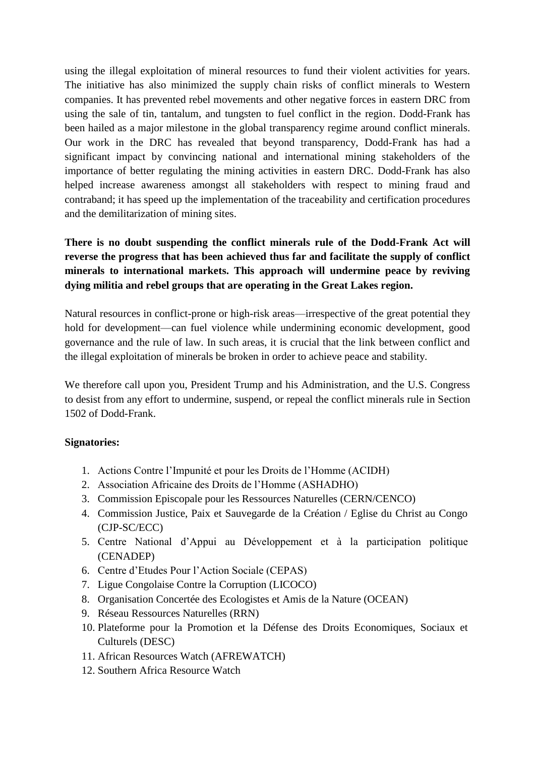using the illegal exploitation of mineral resources to fund their violent activities for years. The initiative has also minimized the supply chain risks of conflict minerals to Western companies. It has prevented rebel movements and other negative forces in eastern DRC from using the sale of tin, tantalum, and tungsten to fuel conflict in the region. Dodd-Frank has been hailed as a major milestone in the global transparency regime around conflict minerals. Our work in the DRC has revealed that beyond transparency, Dodd-Frank has had a significant impact by convincing national and international mining stakeholders of the importance of better regulating the mining activities in eastern DRC. Dodd-Frank has also helped increase awareness amongst all stakeholders with respect to mining fraud and contraband; it has speed up the implementation of the traceability and certification procedures and the demilitarization of mining sites.

**There is no doubt suspending the conflict minerals rule of the Dodd-Frank Act will reverse the progress that has been achieved thus far and facilitate the supply of conflict minerals to international markets. This approach will undermine peace by reviving dying militia and rebel groups that are operating in the Great Lakes region.**

Natural resources in conflict-prone or high-risk areas—irrespective of the great potential they hold for development—can fuel violence while undermining economic development, good governance and the rule of law. In such areas, it is crucial that the link between conflict and the illegal exploitation of minerals be broken in order to achieve peace and stability.

We therefore call upon you, President Trump and his Administration, and the U.S. Congress to desist from any effort to undermine, suspend, or repeal the conflict minerals rule in Section 1502 of Dodd-Frank.

**Signatories:**

1. Actions Contre l'Impunité et pour les Droits de l'Homme (ACIDH)
2. Association Africaine des Droits de l'Homme (ASHADHO)
3. Commission Episcopale pour les Ressources Naturelles (CERN/CENCO)
4. Commission Justice, Paix et Sauvegarde de la Création / Eglise du Christ au Congo (CJP-SC/ECC)
5. Centre National d'Appui au Développement et à la participation politique (CENADEP)
6. Centre d'Etudes Pour l'Action Sociale (CEPAS)
7. Ligue Congolaise Contre la Corruption (LICOCO)
8. Organisation Concertée des Ecologistes et Amis de la Nature (OCEAN)
9. Réseau Ressources Naturelles (RRN)
10. Plateforme pour la Promotion et la Défense des Droits Economiques, Sociaux et Culturels (DESC)
11. African Resources Watch (AFREWATCH)
12. Southern Africa Resource Watch